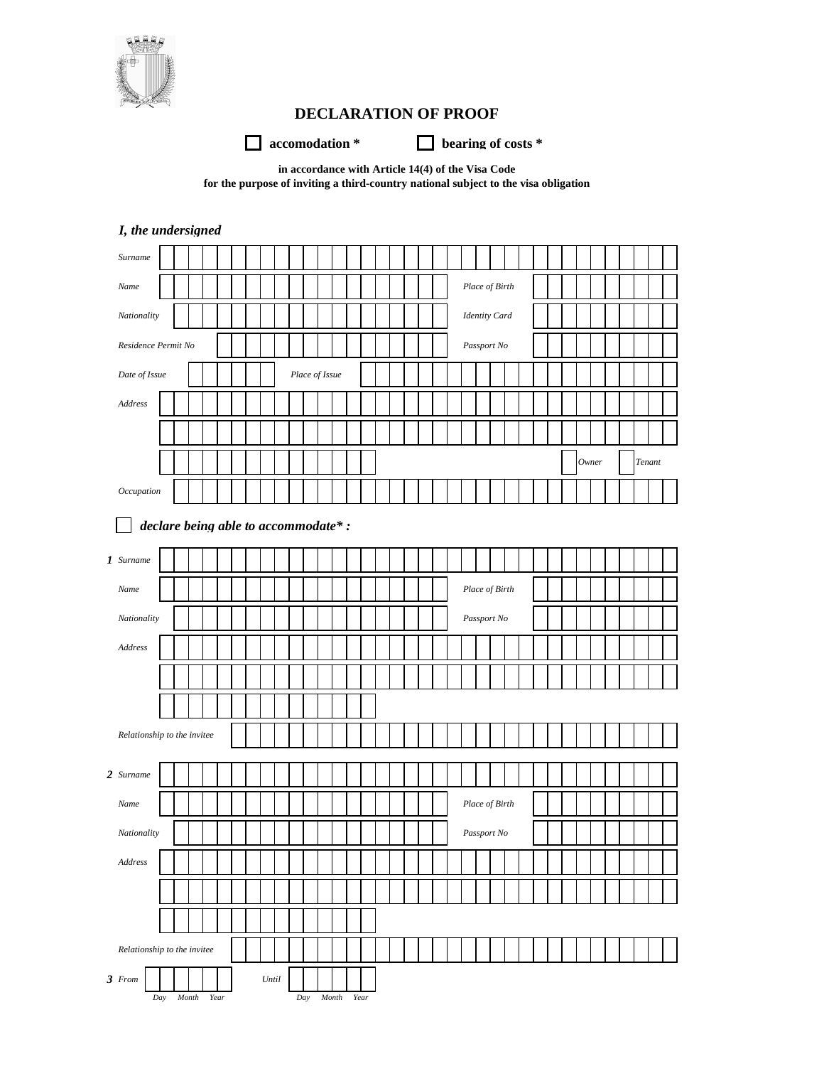# DECLARATION OF PROOF

☐ **accomodation *** ☐ **bearing of costs ***

**in accordance with Article 14(4) of the Visa Code**
**for the purpose of inviting a third-country national subject to the visa obligation**

***I, the undersigned***

*Surname*

*Name* *Place of Birth*

*Nationality* *Identity Card*

*Residence Permit No* *Passport No*

*Date of Issue* *Place of Issue*

*Address*

☐ *Owner* ☐ *Tenant*

*Occupation*

☐ ***declare being able to accommodate* :***

***1*** *Surname*

*Name* *Place of Birth*

*Nationality* *Passport No*

*Address*

*Relationship to the invitee*

***2*** *Surname*

*Name* *Place of Birth*

*Nationality* *Passport No*

*Address*

*Relationship to the invitee*

***3*** *From* *Day* *Month* *Year* *Until* *Day* *Month* *Year*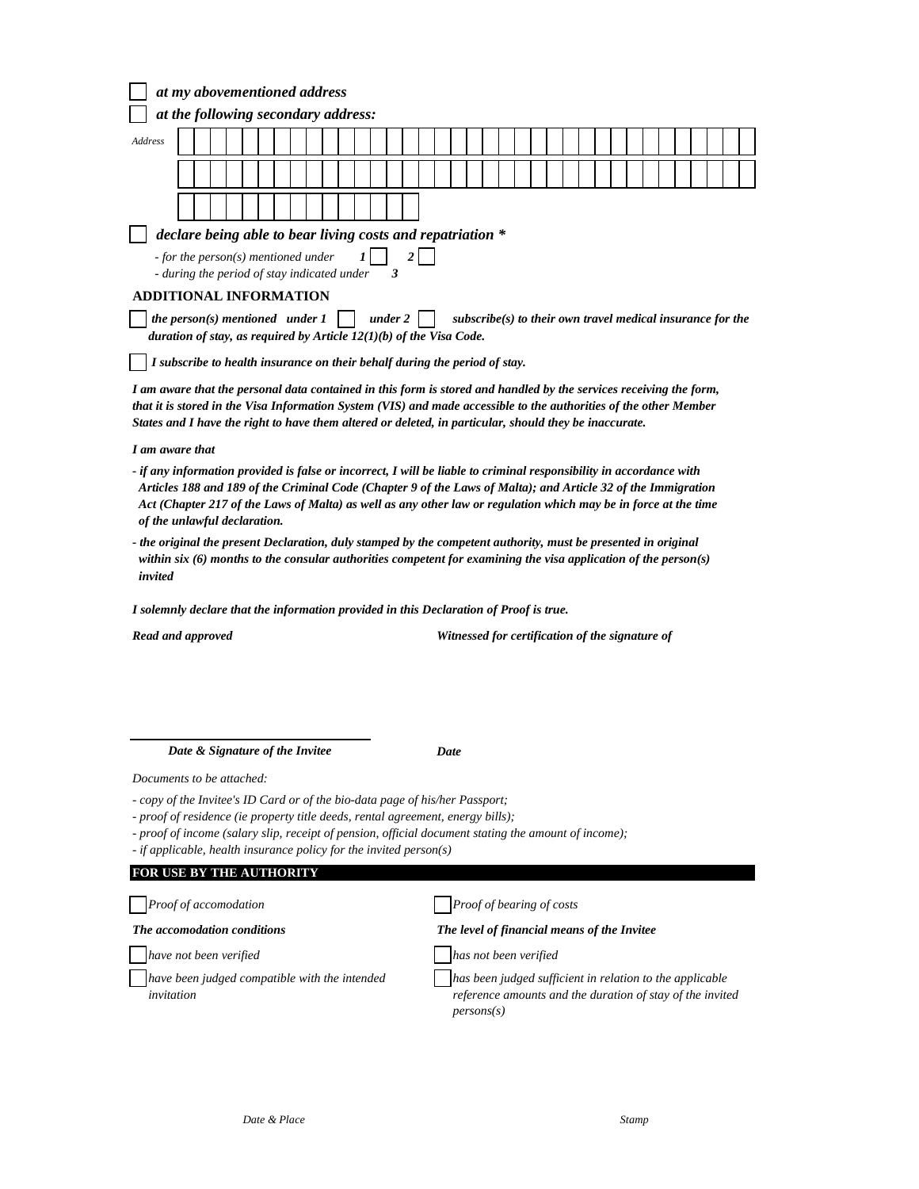☐ ***at my abovementioned address***

☐ ***at the following secondary address:***

*Address*

☐ ***declare being able to bear living costs and repatriation \****

*- for the person(s) mentioned under* ***1*** ☐ ***2*** ☐

*- during the period of stay indicated under* ***3***

**ADDITIONAL INFORMATION**

☐ ***the person(s) mentioned under 1*** ☐ ***under 2*** ☐ ***subscribe(s) to their own travel medical insurance for the duration of stay, as required by Article 12(1)(b) of the Visa Code.***

☐ ***I subscribe to health insurance on their behalf during the period of stay.***

***I am aware that the personal data contained in this form is stored and handled by the services receiving the form, that it is stored in the Visa Information System (VIS) and made accessible to the authorities of the other Member States and I have the right to have them altered or deleted, in particular, should they be inaccurate.***

***I am aware that***

***- if any information provided is false or incorrect, I will be liable to criminal responsibility in accordance with Articles 188 and 189 of the Criminal Code (Chapter 9 of the Laws of Malta); and Article 32 of the Immigration Act (Chapter 217 of the Laws of Malta) as well as any other law or regulation which may be in force at the time of the unlawful declaration.***

***- the original the present Declaration, duly stamped by the competent authority, must be presented in original within six (6) months to the consular authorities competent for examining the visa application of the person(s) invited***

***I solemnly declare that the information provided in this Declaration of Proof is true.***

***Read and approved*** ***Witnessed for certification of the signature of***

***Date & Signature of the Invitee*** ***Date***

*Documents to be attached:*

*- copy of the Invitee's ID Card or of the bio-data page of his/her Passport;*

*- proof of residence (ie property title deeds, rental agreement, energy bills);*

*- proof of income (salary slip, receipt of pension, official document stating the amount of income);*

*- if applicable, health insurance policy for the invited person(s)*

**FOR USE BY THE AUTHORITY**

☐ *Proof of accomodation*

***The accomodation conditions***

☐ *have not been verified*

☐ *have been judged compatible with the intended invitation*

☐ *Proof of bearing of costs*

***The level of financial means of the Invitee***

☐ *has not been verified*

☐ *has been judged sufficient in relation to the applicable reference amounts and the duration of stay of the invited persons(s)*

*Date & Place* *Stamp*